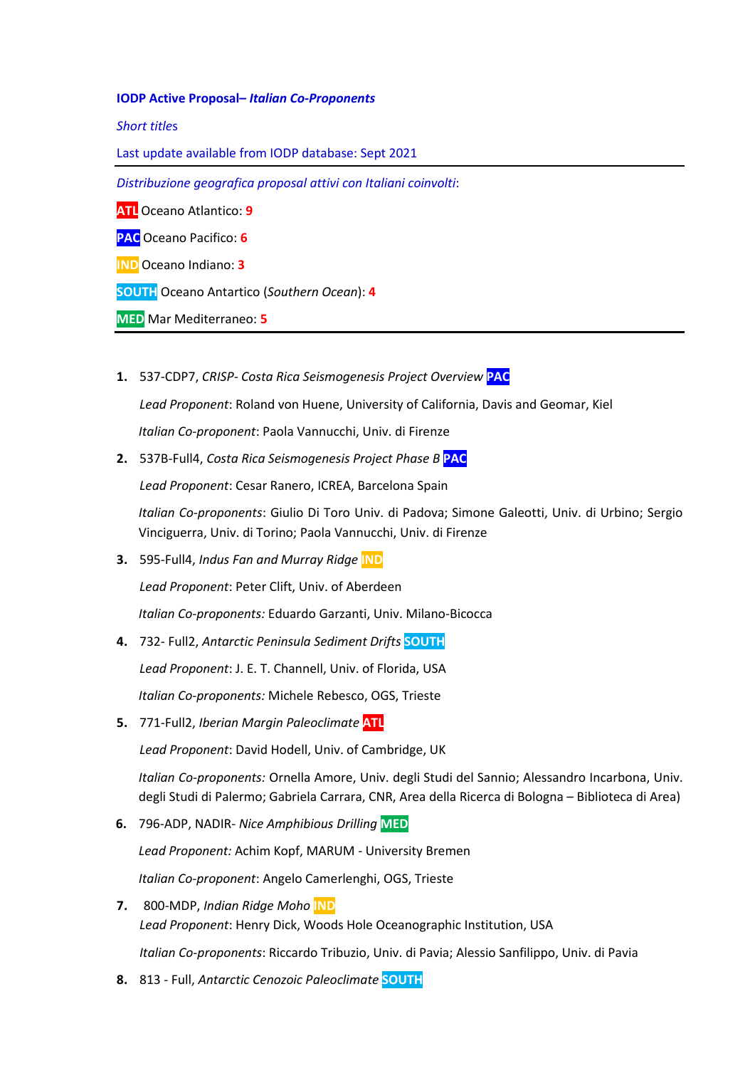**IODP Active Proposal– *Italian Co-Proponents***

*Short titles*

Last update available from IODP database: Sept 2021

---

*Distribuzione geografica proposal attivi con Italiani coinvolti*:

ATL Oceano Atlantico: **9**

PAC Oceano Pacifico: **6**

IND Oceano Indiano: **3**

SOUTH Oceano Antartico (*Southern Ocean*): **4**

MED Mar Mediterraneo: **5**

---

1. 537-CDP7, *CRISP- Costa Rica Seismogenesis Project Overview* PAC

   *Lead Proponent*: Roland von Huene, University of California, Davis and Geomar, Kiel

   *Italian Co-proponent*: Paola Vannucchi, Univ. di Firenze

2. 537B-Full4, *Costa Rica Seismogenesis Project Phase B* PAC

   *Lead Proponent*: Cesar Ranero, ICREA, Barcelona Spain

   *Italian Co-proponents*: Giulio Di Toro Univ. di Padova; Simone Galeotti, Univ. di Urbino; Sergio Vinciguerra, Univ. di Torino; Paola Vannucchi, Univ. di Firenze

3. 595-Full4, *Indus Fan and Murray Ridge* IND

   *Lead Proponent*: Peter Clift, Univ. of Aberdeen

   *Italian Co-proponents:* Eduardo Garzanti, Univ. Milano-Bicocca

4. 732- Full2, *Antarctic Peninsula Sediment Drifts* SOUTH

   *Lead Proponent*: J. E. T. Channell, Univ. of Florida, USA

   *Italian Co-proponents:* Michele Rebesco, OGS, Trieste

5. 771-Full2, *Iberian Margin Paleoclimate* ATL

   *Lead Proponent*: David Hodell, Univ. of Cambridge, UK

   *Italian Co-proponents:* Ornella Amore, Univ. degli Studi del Sannio; Alessandro Incarbona, Univ. degli Studi di Palermo; Gabriela Carrara, CNR, Area della Ricerca di Bologna – Biblioteca di Area)

6. 796-ADP, NADIR- *Nice Amphibious Drilling* MED

   *Lead Proponent:* Achim Kopf, MARUM - University Bremen

   *Italian Co-proponent*: Angelo Camerlenghi, OGS, Trieste

7. 800-MDP, *Indian Ridge Moho* IND

   *Lead Proponent*: Henry Dick, Woods Hole Oceanographic Institution, USA

   *Italian Co-proponents*: Riccardo Tribuzio, Univ. di Pavia; Alessio Sanfilippo, Univ. di Pavia

8. 813 - Full, *Antarctic Cenozoic Paleoclimate* SOUTH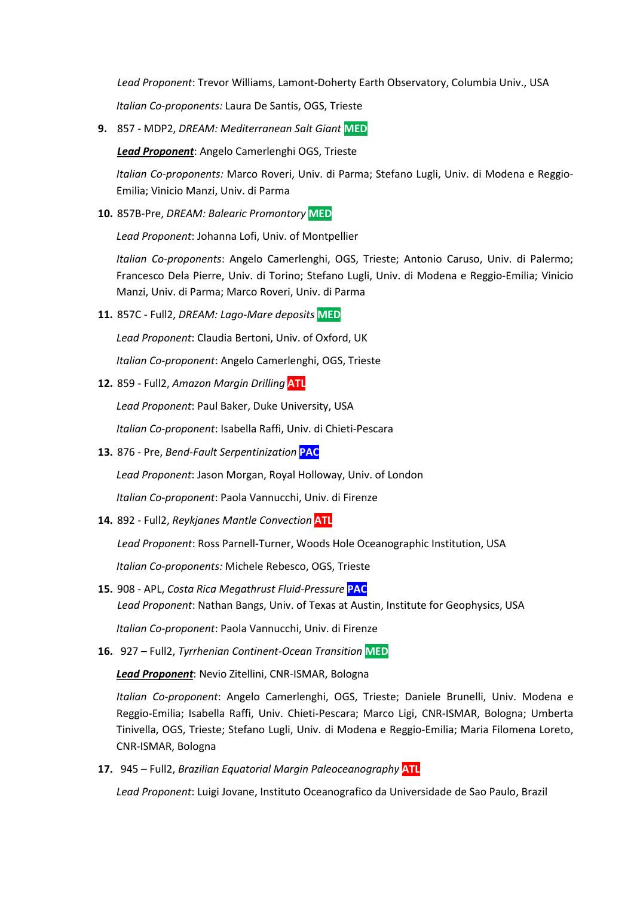*Lead Proponent*: Trevor Williams, Lamont-Doherty Earth Observatory, Columbia Univ., USA

*Italian Co-proponents:* Laura De Santis, OGS, Trieste

**9.** 857 - MDP2, *DREAM: Mediterranean Salt Giant* **MED**

***Lead Proponent***: Angelo Camerlenghi OGS, Trieste

*Italian Co-proponents:* Marco Roveri, Univ. di Parma; Stefano Lugli, Univ. di Modena e Reggio-Emilia; Vinicio Manzi, Univ. di Parma

**10.** 857B-Pre, *DREAM: Balearic Promontory* **MED**

*Lead Proponent*: Johanna Lofi, Univ. of Montpellier

*Italian Co-proponents*: Angelo Camerlenghi, OGS, Trieste; Antonio Caruso, Univ. di Palermo; Francesco Dela Pierre, Univ. di Torino; Stefano Lugli, Univ. di Modena e Reggio-Emilia; Vinicio Manzi, Univ. di Parma; Marco Roveri, Univ. di Parma

**11.** 857C - Full2, *DREAM: Lago-Mare deposits* **MED**

*Lead Proponent*: Claudia Bertoni, Univ. of Oxford, UK

*Italian Co-proponent*: Angelo Camerlenghi, OGS, Trieste

**12.** 859 - Full2, *Amazon Margin Drilling* **ATL**

*Lead Proponent*: Paul Baker, Duke University, USA

*Italian Co-proponent*: Isabella Raffi, Univ. di Chieti-Pescara

**13.** 876 - Pre, *Bend-Fault Serpentinization* **PAC**

*Lead Proponent*: Jason Morgan, Royal Holloway, Univ. of London

*Italian Co-proponent*: Paola Vannucchi, Univ. di Firenze

**14.** 892 - Full2, *Reykjanes Mantle Convection* **ATL**

*Lead Proponent*: Ross Parnell-Turner, Woods Hole Oceanographic Institution, USA

*Italian Co-proponents:* Michele Rebesco, OGS, Trieste

**15.** 908 - APL, *Costa Rica Megathrust Fluid-Pressure* **PAC**

*Lead Proponent*: Nathan Bangs, Univ. of Texas at Austin, Institute for Geophysics, USA

*Italian Co-proponent*: Paola Vannucchi, Univ. di Firenze

**16.** 927 – Full2, *Tyrrhenian Continent-Ocean Transition* **MED**

***Lead Proponent***: Nevio Zitellini, CNR-ISMAR, Bologna

*Italian Co-proponent*: Angelo Camerlenghi, OGS, Trieste; Daniele Brunelli, Univ. Modena e Reggio-Emilia; Isabella Raffi, Univ. Chieti-Pescara; Marco Ligi, CNR-ISMAR, Bologna; Umberta Tinivella, OGS, Trieste; Stefano Lugli, Univ. di Modena e Reggio-Emilia; Maria Filomena Loreto, CNR-ISMAR, Bologna

**17.** 945 – Full2, *Brazilian Equatorial Margin Paleoceanography* **ATL**

*Lead Proponent*: Luigi Jovane, Instituto Oceanografico da Universidade de Sao Paulo, Brazil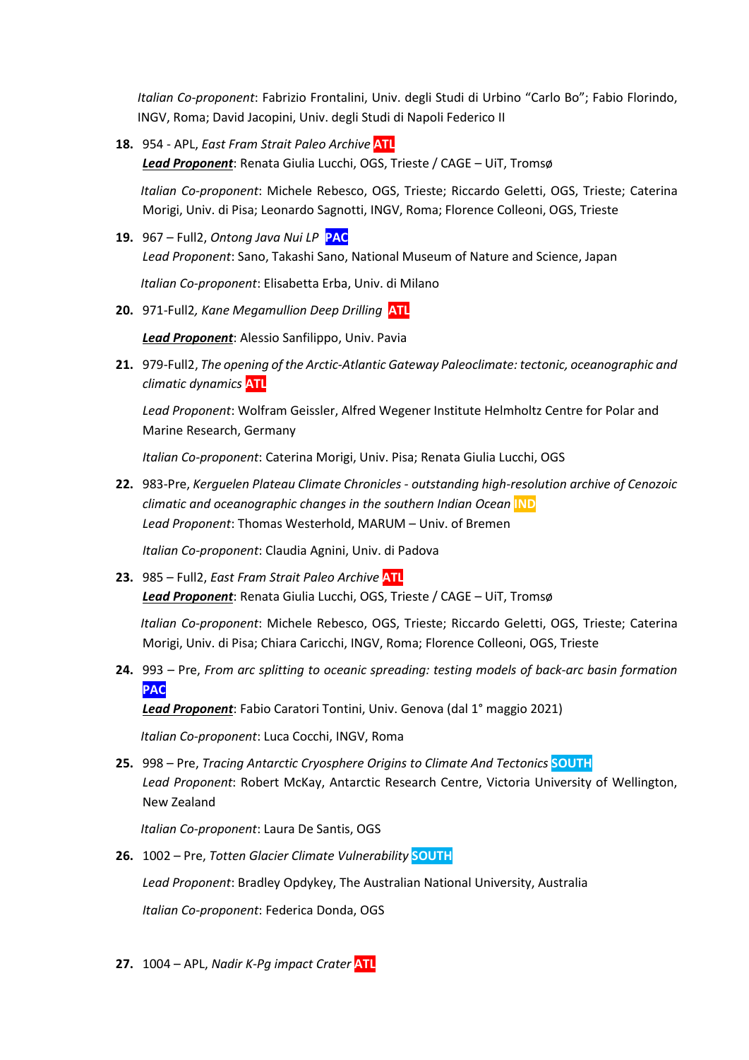*Italian Co-proponent*: Fabrizio Frontalini, Univ. degli Studi di Urbino "Carlo Bo"; Fabio Florindo, INGV, Roma; David Jacopini, Univ. degli Studi di Napoli Federico II

18. 954 - APL, *East Fram Strait Paleo Archive* ATL
    ***Lead Proponent***: Renata Giulia Lucchi, OGS, Trieste / CAGE – UiT, Tromsø

    *Italian Co-proponent*: Michele Rebesco, OGS, Trieste; Riccardo Geletti, OGS, Trieste; Caterina Morigi, Univ. di Pisa; Leonardo Sagnotti, INGV, Roma; Florence Colleoni, OGS, Trieste

19. 967 – Full2, *Ontong Java Nui LP* PAC
    *Lead Proponent*: Sano, Takashi Sano, National Museum of Nature and Science, Japan

    *Italian Co-proponent*: Elisabetta Erba, Univ. di Milano

20. 971-Full2*, Kane Megamullion Deep Drilling* ATL

    ***Lead Proponent***: Alessio Sanfilippo, Univ. Pavia

21. 979-Full2, *The opening of the Arctic-Atlantic Gateway Paleoclimate: tectonic, oceanographic and climatic dynamics* ATL

    *Lead Proponent*: Wolfram Geissler, Alfred Wegener Institute Helmholtz Centre for Polar and Marine Research, Germany

    *Italian Co-proponent*: Caterina Morigi, Univ. Pisa; Renata Giulia Lucchi, OGS

22. 983-Pre, *Kerguelen Plateau Climate Chronicles - outstanding high-resolution archive of Cenozoic climatic and oceanographic changes in the southern Indian Ocean* IND
    *Lead Proponent*: Thomas Westerhold, MARUM – Univ. of Bremen

    *Italian Co-proponent*: Claudia Agnini, Univ. di Padova

23. 985 – Full2, *East Fram Strait Paleo Archive* ATL
    ***Lead Proponent***: Renata Giulia Lucchi, OGS, Trieste / CAGE – UiT, Tromsø

    *Italian Co-proponent*: Michele Rebesco, OGS, Trieste; Riccardo Geletti, OGS, Trieste; Caterina Morigi, Univ. di Pisa; Chiara Caricchi, INGV, Roma; Florence Colleoni, OGS, Trieste

24. 993 – Pre, *From arc splitting to oceanic spreading: testing models of back-arc basin formation* PAC
    ***Lead Proponent***: Fabio Caratori Tontini, Univ. Genova (dal 1° maggio 2021)

    *Italian Co-proponent*: Luca Cocchi, INGV, Roma

25. 998 – Pre, *Tracing Antarctic Cryosphere Origins to Climate And Tectonics* SOUTH
    *Lead Proponent*: Robert McKay, Antarctic Research Centre, Victoria University of Wellington, New Zealand

    *Italian Co-proponent*: Laura De Santis, OGS

26. 1002 – Pre, *Totten Glacier Climate Vulnerability* SOUTH

    *Lead Proponent*: Bradley Opdykey, The Australian National University, Australia

    *Italian Co-proponent*: Federica Donda, OGS

27. 1004 – APL, *Nadir K-Pg impact Crater* ATL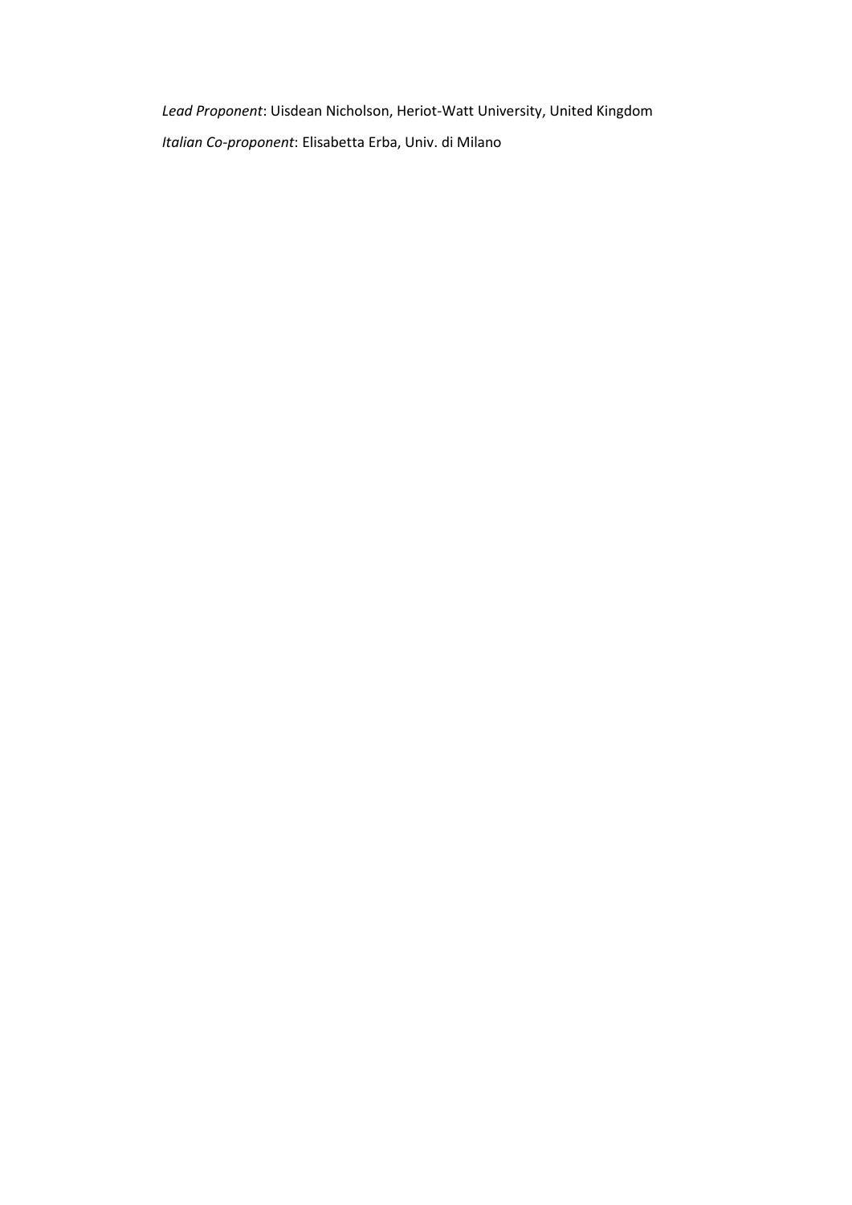*Lead Proponent*: Uisdean Nicholson, Heriot-Watt University, United Kingdom

*Italian Co-proponent*: Elisabetta Erba, Univ. di Milano